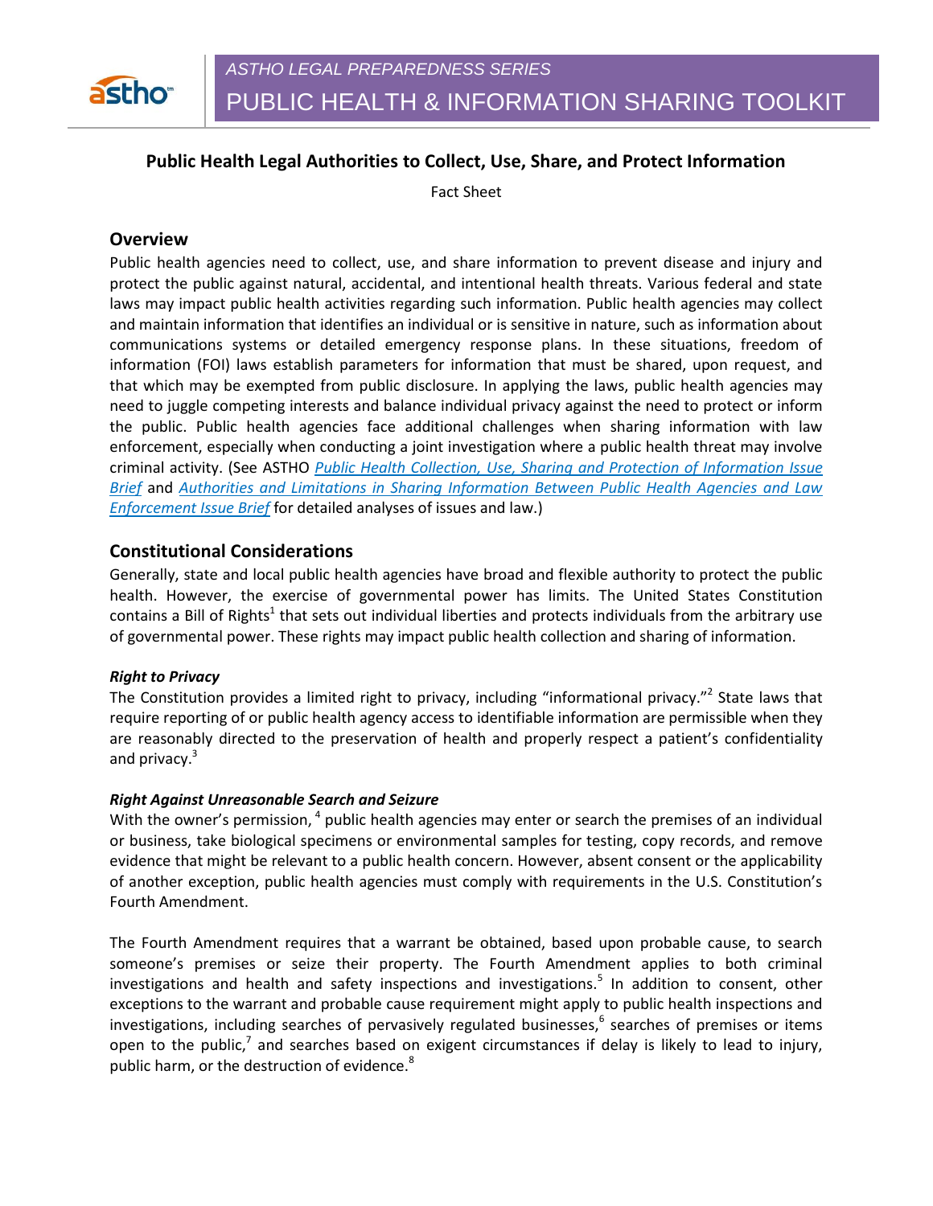ASTHO LEGAL PREPAREDNESS SERIES

PUBLIC HEALTH & INFORMATION SHARING TOOLKIT

# Public Health Legal Authorities to Collect, Use, Share, and Protect Information

Fact Sheet

## Overview

Public health agencies need to collect, use, and share information to prevent disease and injury and protect the public against natural, accidental, and intentional health threats. Various federal and state laws may impact public health activities regarding such information. Public health agencies may collect and maintain information that identifies an individual or is sensitive in nature, such as information about communications systems or detailed emergency response plans. In these situations, freedom of information (FOI) laws establish parameters for information that must be shared, upon request, and that which may be exempted from public disclosure. In applying the laws, public health agencies may need to juggle competing interests and balance individual privacy against the need to protect or inform the public. Public health agencies face additional challenges when sharing information with law enforcement, especially when conducting a joint investigation where a public health threat may involve criminal activity. (See ASTHO *Public Health Collection, Use, Sharing and Protection of Information Issue Brief* and *Authorities and Limitations in Sharing Information Between Public Health Agencies and Law Enforcement Issue Brief* for detailed analyses of issues and law.)

## Constitutional Considerations

Generally, state and local public health agencies have broad and flexible authority to protect the public health. However, the exercise of governmental power has limits. The United States Constitution contains a Bill of Rights[1] that sets out individual liberties and protects individuals from the arbitrary use of governmental power. These rights may impact public health collection and sharing of information.

### *Right to Privacy*

The Constitution provides a limited right to privacy, including "informational privacy."[2] State laws that require reporting of or public health agency access to identifiable information are permissible when they are reasonably directed to the preservation of health and properly respect a patient's confidentiality and privacy.[3]

### *Right Against Unreasonable Search and Seizure*

With the owner's permission,[4] public health agencies may enter or search the premises of an individual or business, take biological specimens or environmental samples for testing, copy records, and remove evidence that might be relevant to a public health concern. However, absent consent or the applicability of another exception, public health agencies must comply with requirements in the U.S. Constitution's Fourth Amendment.

The Fourth Amendment requires that a warrant be obtained, based upon probable cause, to search someone's premises or seize their property. The Fourth Amendment applies to both criminal investigations and health and safety inspections and investigations.[5] In addition to consent, other exceptions to the warrant and probable cause requirement might apply to public health inspections and investigations, including searches of pervasively regulated businesses,[6] searches of premises or items open to the public,[7] and searches based on exigent circumstances if delay is likely to lead to injury, public harm, or the destruction of evidence.[8]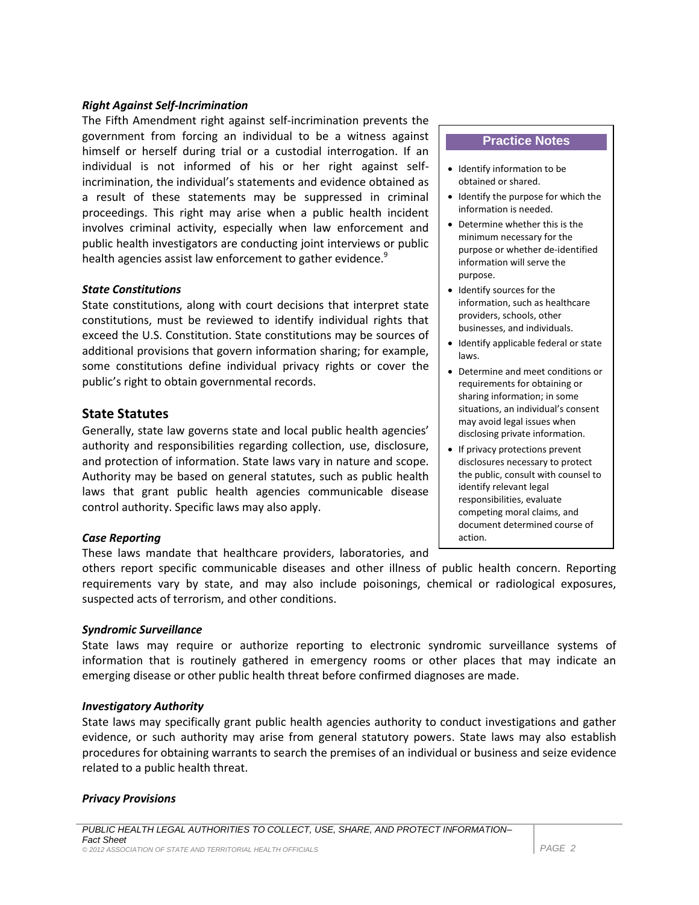***Right Against Self-Incrimination***

The Fifth Amendment right against self-incrimination prevents the government from forcing an individual to be a witness against himself or herself during trial or a custodial interrogation. If an individual is not informed of his or her right against self-incrimination, the individual's statements and evidence obtained as a result of these statements may be suppressed in criminal proceedings. This right may arise when a public health incident involves criminal activity, especially when law enforcement and public health investigators are conducting joint interviews or public health agencies assist law enforcement to gather evidence.[9]

***State Constitutions***

State constitutions, along with court decisions that interpret state constitutions, must be reviewed to identify individual rights that exceed the U.S. Constitution. State constitutions may be sources of additional provisions that govern information sharing; for example, some constitutions define individual privacy rights or cover the public's right to obtain governmental records.

> **Practice Notes**
>
> - Identify information to be obtained or shared.
> - Identify the purpose for which the information is needed.
> - Determine whether this is the minimum necessary for the purpose or whether de-identified information will serve the purpose.
> - Identify sources for the information, such as healthcare providers, schools, other businesses, and individuals.
> - Identify applicable federal or state laws.
> - Determine and meet conditions or requirements for obtaining or sharing information; in some situations, an individual's consent may avoid legal issues when disclosing private information.
> - If privacy protections prevent disclosures necessary to protect the public, consult with counsel to identify relevant legal responsibilities, evaluate competing moral claims, and document determined course of action.

## State Statutes

Generally, state law governs state and local public health agencies' authority and responsibilities regarding collection, use, disclosure, and protection of information. State laws vary in nature and scope. Authority may be based on general statutes, such as public health laws that grant public health agencies communicable disease control authority. Specific laws may also apply.

***Case Reporting***

These laws mandate that healthcare providers, laboratories, and others report specific communicable diseases and other illness of public health concern. Reporting requirements vary by state, and may also include poisonings, chemical or radiological exposures, suspected acts of terrorism, and other conditions.

***Syndromic Surveillance***

State laws may require or authorize reporting to electronic syndromic surveillance systems of information that is routinely gathered in emergency rooms or other places that may indicate an emerging disease or other public health threat before confirmed diagnoses are made.

***Investigatory Authority***

State laws may specifically grant public health agencies authority to conduct investigations and gather evidence, or such authority may arise from general statutory powers. State laws may also establish procedures for obtaining warrants to search the premises of an individual or business and seize evidence related to a public health threat.

***Privacy Provisions***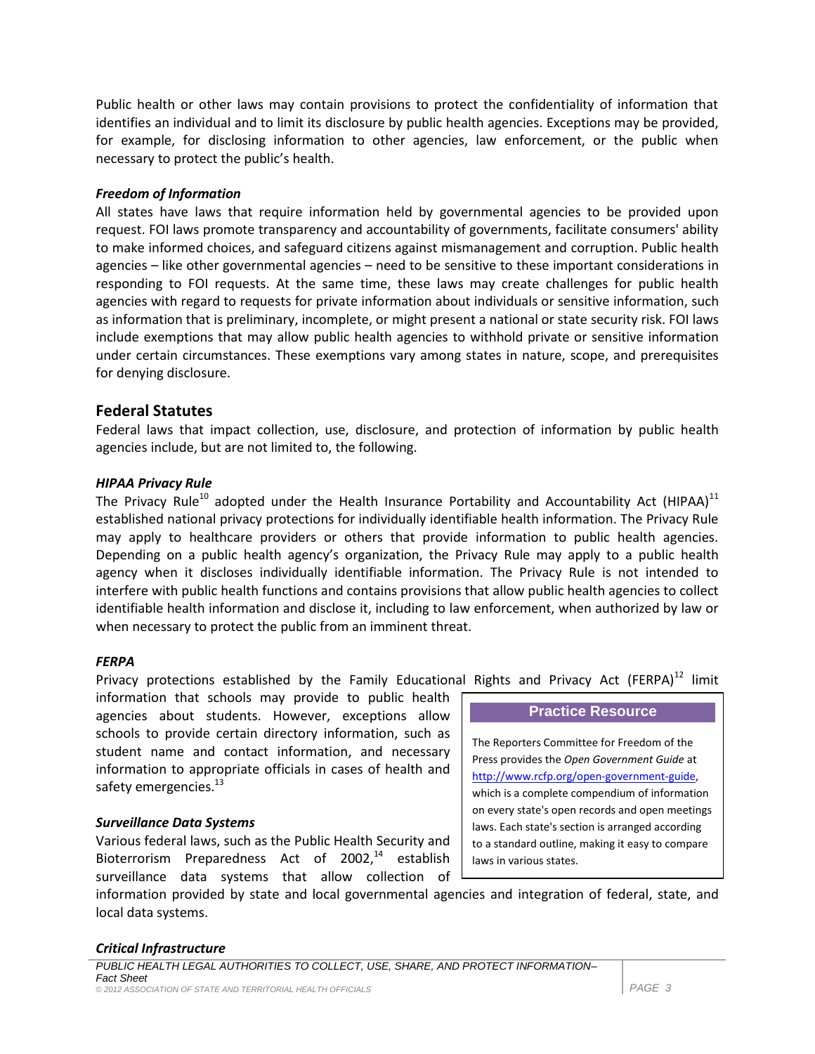Public health or other laws may contain provisions to protect the confidentiality of information that identifies an individual and to limit its disclosure by public health agencies. Exceptions may be provided, for example, for disclosing information to other agencies, law enforcement, or the public when necessary to protect the public's health.

### *Freedom of Information*

All states have laws that require information held by governmental agencies to be provided upon request. FOI laws promote transparency and accountability of governments, facilitate consumers' ability to make informed choices, and safeguard citizens against mismanagement and corruption. Public health agencies – like other governmental agencies – need to be sensitive to these important considerations in responding to FOI requests. At the same time, these laws may create challenges for public health agencies with regard to requests for private information about individuals or sensitive information, such as information that is preliminary, incomplete, or might present a national or state security risk. FOI laws include exemptions that may allow public health agencies to withhold private or sensitive information under certain circumstances. These exemptions vary among states in nature, scope, and prerequisites for denying disclosure.

## Federal Statutes

Federal laws that impact collection, use, disclosure, and protection of information by public health agencies include, but are not limited to, the following.

### *HIPAA Privacy Rule*

The Privacy Rule[10] adopted under the Health Insurance Portability and Accountability Act (HIPAA)[11] established national privacy protections for individually identifiable health information. The Privacy Rule may apply to healthcare providers or others that provide information to public health agencies. Depending on a public health agency's organization, the Privacy Rule may apply to a public health agency when it discloses individually identifiable information. The Privacy Rule is not intended to interfere with public health functions and contains provisions that allow public health agencies to collect identifiable health information and disclose it, including to law enforcement, when authorized by law or when necessary to protect the public from an imminent threat.

### *FERPA*

Privacy protections established by the Family Educational Rights and Privacy Act (FERPA)[12] limit information that schools may provide to public health agencies about students. However, exceptions allow schools to provide certain directory information, such as student name and contact information, and necessary information to appropriate officials in cases of health and safety emergencies.[13]

### *Surveillance Data Systems*

Various federal laws, such as the Public Health Security and Bioterrorism Preparedness Act of 2002,[14] establish surveillance data systems that allow collection of information provided by state and local governmental agencies and integration of federal, state, and local data systems.

> **Practice Resource**
>
> The Reporters Committee for Freedom of the Press provides the *Open Government Guide* at http://www.rcfp.org/open-government-guide, which is a complete compendium of information on every state's open records and open meetings laws. Each state's section is arranged according to a standard outline, making it easy to compare laws in various states.

### *Critical Infrastructure*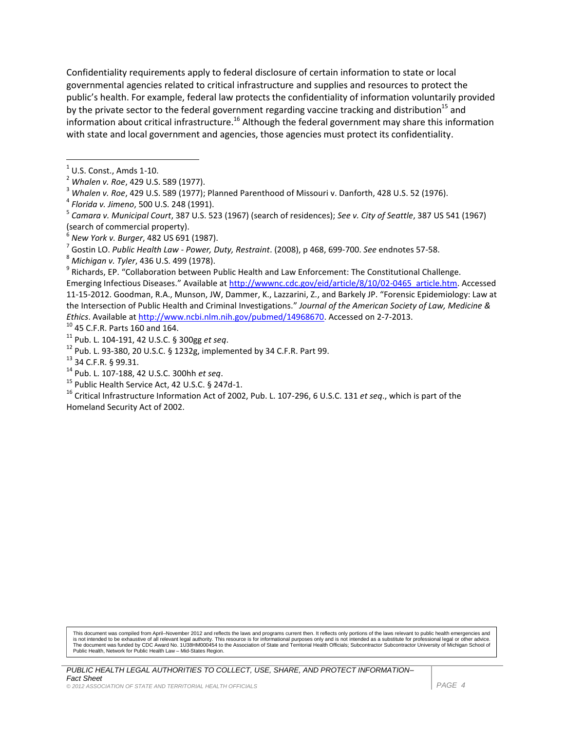Confidentiality requirements apply to federal disclosure of certain information to state or local governmental agencies related to critical infrastructure and supplies and resources to protect the public's health. For example, federal law protects the confidentiality of information voluntarily provided by the private sector to the federal government regarding vaccine tracking and distribution[15] and information about critical infrastructure.[16] Although the federal government may share this information with state and local government and agencies, those agencies must protect its confidentiality.

---

[1] U.S. Const., Amds 1-10.

[2] *Whalen v. Roe*, 429 U.S. 589 (1977).

[3] *Whalen v. Roe*, 429 U.S. 589 (1977); Planned Parenthood of Missouri v. Danforth, 428 U.S. 52 (1976).

[4] *Florida v. Jimeno*, 500 U.S. 248 (1991).

[5] *Camara v. Municipal Court*, 387 U.S. 523 (1967) (search of residences); *See v. City of Seattle*, 387 US 541 (1967) (search of commercial property).

[6] *New York v. Burger*, 482 US 691 (1987).

[7] Gostin LO. *Public Health Law - Power, Duty, Restraint*. (2008), p 468, 699-700. *See* endnotes 57-58.

[8] *Michigan v. Tyler*, 436 U.S. 499 (1978).

[9] Richards, EP. "Collaboration between Public Health and Law Enforcement: The Constitutional Challenge. Emerging Infectious Diseases." Available at http://wwwnc.cdc.gov/eid/article/8/10/02-0465_article.htm. Accessed 11-15-2012. Goodman, R.A., Munson, JW, Dammer, K., Lazzarini, Z., and Barkely JP. "Forensic Epidemiology: Law at the Intersection of Public Health and Criminal Investigations." *Journal of the American Society of Law, Medicine & Ethics*. Available at http://www.ncbi.nlm.nih.gov/pubmed/14968670. Accessed on 2-7-2013.

[10] 45 C.F.R. Parts 160 and 164.

[11] Pub. L. 104-191, 42 U.S.C. § 300gg *et seq*.

[12] Pub. L. 93-380, 20 U.S.C. § 1232g, implemented by 34 C.F.R. Part 99.

[13] 34 C.F.R. § 99.31.

[14] Pub. L. 107-188, 42 U.S.C. 300hh *et seq*.

[15] Public Health Service Act, 42 U.S.C. § 247d-1.

[16] Critical Infrastructure Information Act of 2002, Pub. L. 107-296, 6 U.S.C. 131 *et seq*., which is part of the Homeland Security Act of 2002.

This document was compiled from April–November 2012 and reflects the laws and programs current then. It reflects only portions of the laws relevant to public health emergencies and is not intended to be exhaustive of all relevant legal authority. This resource is for informational purposes only and is not intended as a substitute for professional legal or other advice. The document was funded by CDC Award No. 1U38HM000454 to the Association of State and Territorial Health Officials; Subcontractor Subcontractor University of Michigan School of Public Health, Network for Public Health Law – Mid-States Region.